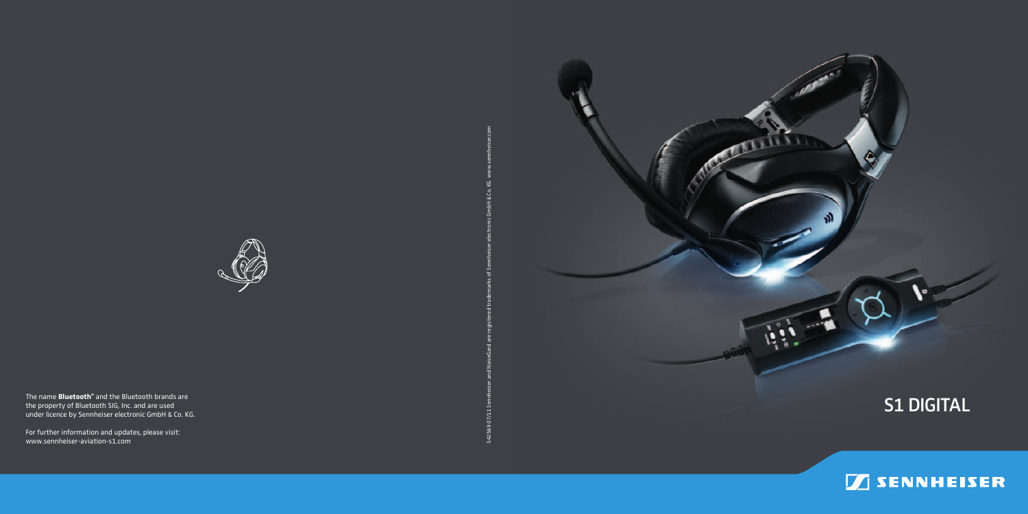The name **Bluetooth®** and the Bluetooth brands are the property of Bluetooth SIG, Inc. and are used under licence by Sennheiser electronic GmbH & Co. KG.

For further information and updates, please visit:
www.sennheiser-aviation-s1.com

542569 07/11 Sennheiser and NoiseGard are registered trademarks of Sennheiser electronic GmbH & Co. KG www.sennheiser.com

# S1 DIGITAL

SENNHEISER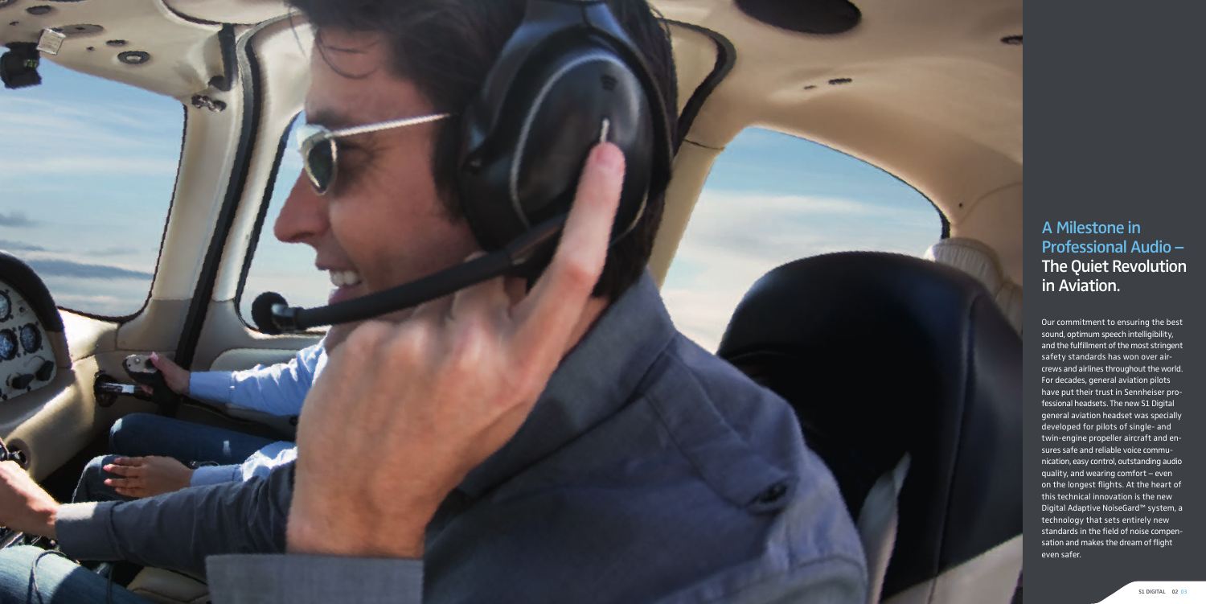## A Milestone in Professional Audio – The Quiet Revolution in Aviation.

Our commitment to ensuring the best sound, optimum speech intelligibility, and the fulfillment of the most stringent safety standards has won over air-crews and airlines throughout the world. For decades, general aviation pilots have put their trust in Sennheiser professional headsets. The new S1 Digital general aviation headset was specially developed for pilots of single- and twin-engine propeller aircraft and ensures safe and reliable voice communication, easy control, outstanding audio quality, and wearing comfort – even on the longest flights. At the heart of this technical innovation is the new Digital Adaptive NoiseGard™ system, a technology that sets entirely new standards in the field of noise compensation and makes the dream of flight even safer.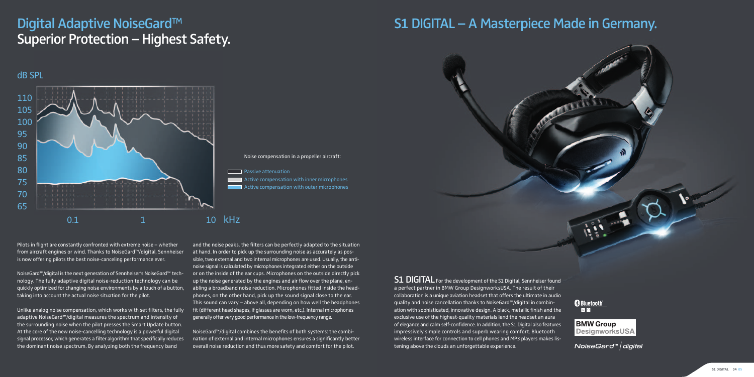# Digital Adaptive NoiseGard™ Superior Protection – Highest Safety.

dB SPL

110
105
100
95
90
85
80
75
70
65

0.1 1 10 kHz

Noise compensation in a propeller aircraft:

- Passive attenuation
- Active compensation with inner microphones
- Active compensation with outer microphones

Pilots in flight are constantly confronted with extreme noise – whether from aircraft engines or wind. Thanks to NoiseGard™/digital, Sennheiser is now offering pilots the best noise-canceling performance ever.

NoiseGard™/digital is the next generation of Sennheiser's NoiseGard™ technology. The fully adaptive digital noise-reduction technology can be quickly optimized for changing noise environments by a touch of a button, taking into account the actual noise situation for the pilot.

Unlike analog noise compensation, which works with set filters, the fully adaptive NoiseGard™/digital measures the spectrum and intensity of the surrounding noise when the pilot presses the Smart Update button. At the core of the new noise-cancelling technology is a powerful digital signal processor, which generates a filter algorithm that specifically reduces the dominant noise spectrum. By analyzing both the frequency band and the noise peaks, the filters can be perfectly adapted to the situation at hand. In order to pick up the surrounding noise as accurately as possible, two external and two internal microphones are used. Usually, the anti-noise signal is calculated by microphones integrated either on the outside or on the inside of the ear cups. Microphones on the outside directly pick up the noise generated by the engines and air flow over the plane, enabling a broadband noise reduction. Microphones fitted inside the headphones, on the other hand, pick up the sound signal close to the ear. This sound can vary – above all, depending on how well the headphones fit (different head shapes, if glasses are worn, etc.). Internal microphones generally offer very good performance in the low-frequency range.

NoiseGard™/digital combines the benefits of both systems: the combination of external and internal microphones ensures a significantly better overall noise reduction and thus more safety and comfort for the pilot.

# S1 DIGITAL – A Masterpiece Made in Germany.

**S1 DIGITAL** For the development of the S1 Digital, Sennheiser found a perfect partner in BMW Group DesignworksUSA. The result of their collaboration is a unique aviation headset that offers the ultimate in audio quality and noise cancellation thanks to NoiseGard™/digital in combination with sophisticated, innovative design. A black, metallic finish and the exclusive use of the highest-quality materials lend the headset an aura of elegance and calm self-confidence. In addition, the S1 Digital also features impressively simple controls and superb wearing comfort. Bluetooth wireless interface for connection to cell phones and MP3 players makes listening above the clouds an unforgettable experience.

Bluetooth

BMW Group DesignworksUSA

NoiseGard™ | digital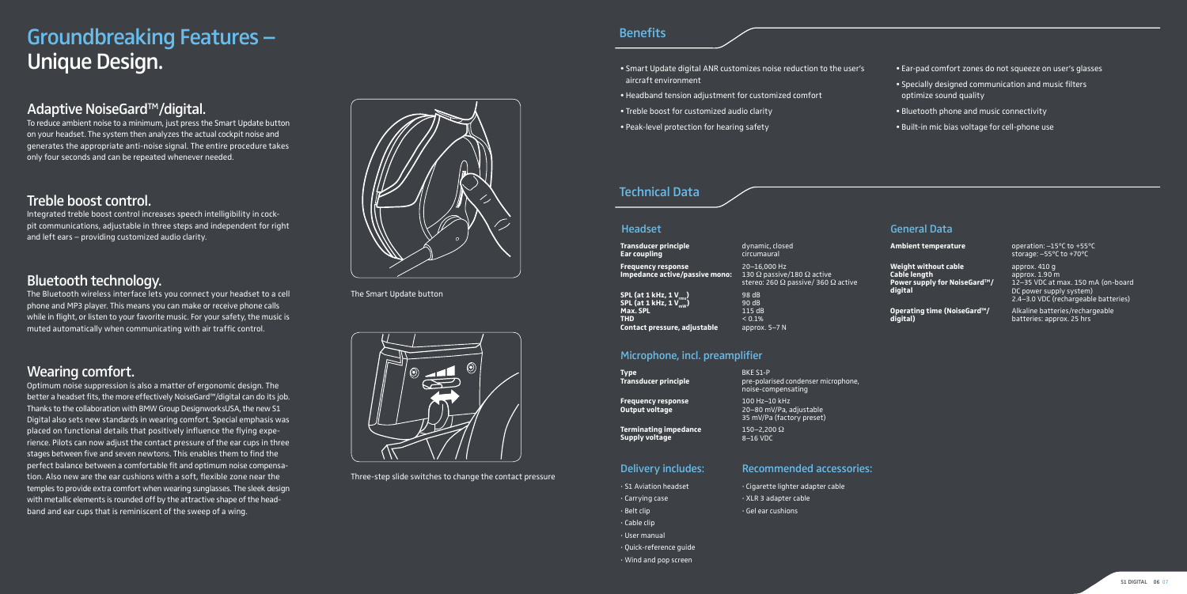# Groundbreaking Features – Unique Design.

## Adaptive NoiseGard™/digital.

To reduce ambient noise to a minimum, just press the Smart Update button on your headset. The system then analyzes the actual cockpit noise and generates the appropriate anti-noise signal. The entire procedure takes only four seconds and can be repeated whenever needed.

## Treble boost control.

Integrated treble boost control increases speech intelligibility in cockpit communications, adjustable in three steps and independent for right and left ears – providing customized audio clarity.

## Bluetooth technology.

The Bluetooth wireless interface lets you connect your headset to a cell phone and MP3 player. This means you can make or receive phone calls while in flight, or listen to your favorite music. For your safety, the music is muted automatically when communicating with air traffic control.

## Wearing comfort.

Optimum noise suppression is also a matter of ergonomic design. The better a headset fits, the more effectively NoiseGard™/digital can do its job. Thanks to the collaboration with BMW Group DesignworksUSA, the new S1 Digital also sets new standards in wearing comfort. Special emphasis was placed on functional details that positively influence the flying experience. Pilots can now adjust the contact pressure of the ear cups in three stages between five and seven newtons. This enables them to find the perfect balance between a comfortable fit and optimum noise compensation. Also new are the ear cushions with a soft, flexible zone near the temples to provide extra comfort when wearing sunglasses. The sleek design with metallic elements is rounded off by the attractive shape of the headband and ear cups that is reminiscent of the sweep of a wing.

The Smart Update button

Three-step slide switches to change the contact pressure

## Benefits

- Smart Update digital ANR customizes noise reduction to the user's aircraft environment
- Headband tension adjustment for customized comfort
- Treble boost for customized audio clarity
- Peak-level protection for hearing safety
- Ear-pad comfort zones do not squeeze on user's glasses
- Specially designed communication and music filters optimize sound quality
- Bluetooth phone and music connectivity
- Built-in mic bias voltage for cell-phone use

## Technical Data

### Headset

| | |
|---|---|
| **Transducer principle** | dynamic, closed |
| **Ear coupling** | circumaural |
| **Frequency response** | 20–16,000 Hz |
| **Impedance active/passive mono:** | 130 Ω passive/180 Ω active<br>stereo: 260 Ω passive/ 360 Ω active |
| **SPL (at 1 kHz, 1 $V_{rms}$)** | 98 dB |
| **SPL (at 1 kHz, 1 $V_{eff}$)** | 90 dB |
| **Max. SPL** | 115 dB |
| **THD** | < 0.1% |
| **Contact pressure, adjustable** | approx. 5–7 N |

### Microphone, incl. preamplifier

| | |
|---|---|
| **Type** | BKE S1-P |
| **Transducer principle** | pre-polarised condenser microphone, noise-compensating |
| **Frequency response** | 100 Hz–10 kHz |
| **Output voltage** | 20–80 mV/Pa, adjustable<br>35 mV/Pa (factory preset) |
| **Terminating impedance** | 150–2,200 Ω |
| **Supply voltage** | 8–16 VDC |

### General Data

| | |
|---|---|
| **Ambient temperature** | operation: –15°C to +55°C<br>storage: –55°C to +70°C |
| **Weight without cable** | approx. 410 g |
| **Cable length** | approx. 1.90 m |
| **Power supply for NoiseGard™/digital** | 12–35 VDC at max. 150 mA (on-board DC power supply system)<br>2.4–3.0 VDC (rechargeable batteries) |
| **Operating time (NoiseGard™/digital)** | Alkaline batteries/rechargeable batteries: approx. 25 hrs |

### Delivery includes:

- S1 Aviation headset
- Carrying case
- Belt clip
- Cable clip
- User manual
- Quick-reference guide
- Wind and pop screen

### Recommended accessories:

- Cigarette lighter adapter cable
- XLR 3 adapter cable
- Gel ear cushions